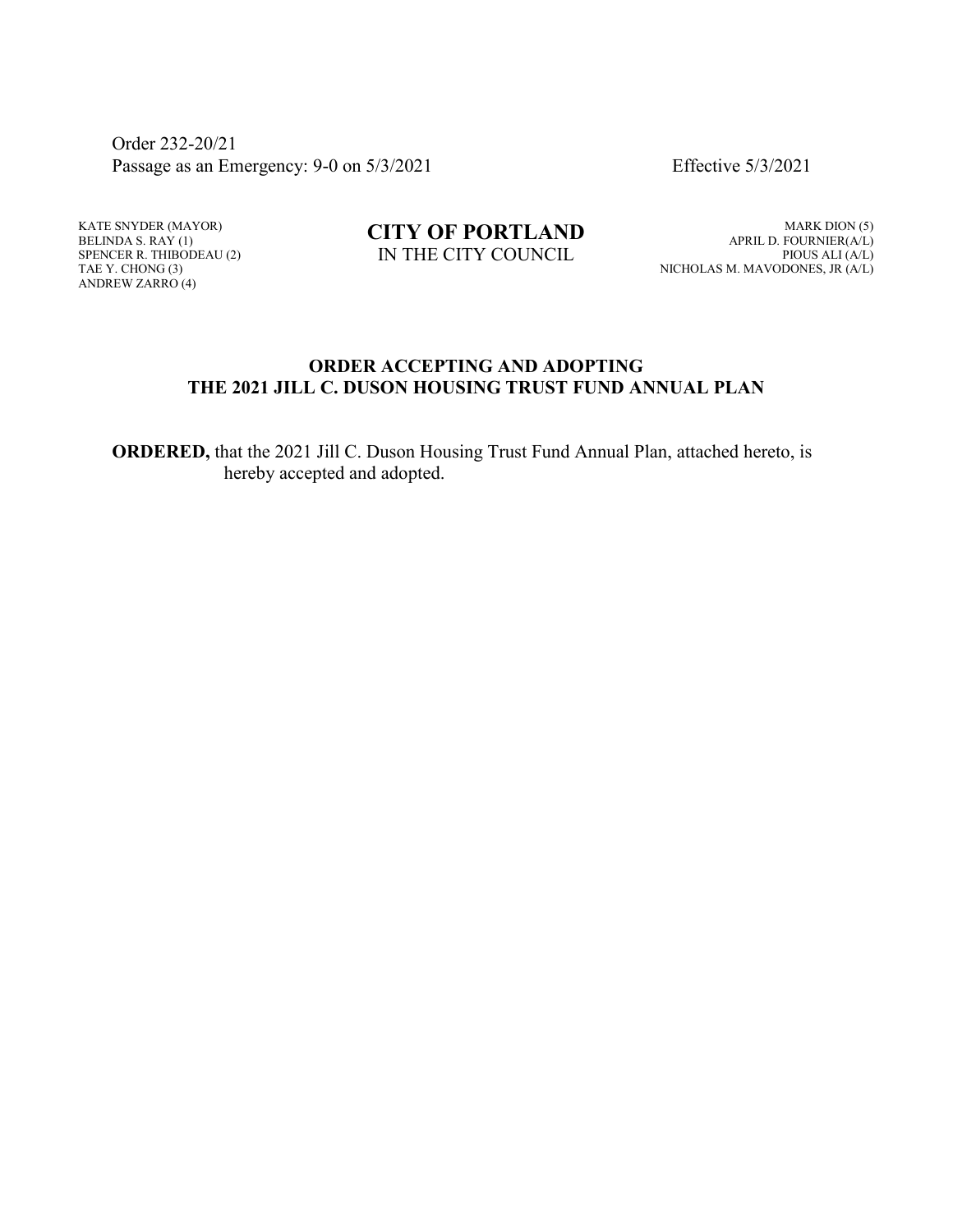Order 232-20/21
Passage as an Emergency: 9-0 on 5/3/2021 Effective 5/3/2021

KATE SNYDER (MAYOR)
BELINDA S. RAY (1)
SPENCER R. THIBODEAU (2)
TAE Y. CHONG (3)
ANDREW ZARRO (4)

**CITY OF PORTLAND**
IN THE CITY COUNCIL

MARK DION (5)
APRIL D. FOURNIER(A/L)
PIOUS ALI (A/L)
NICHOLAS M. MAVODONES, JR (A/L)

**ORDER ACCEPTING AND ADOPTING THE 2021 JILL C. DUSON HOUSING TRUST FUND ANNUAL PLAN**

**ORDERED,** that the 2021 Jill C. Duson Housing Trust Fund Annual Plan, attached hereto, is hereby accepted and adopted.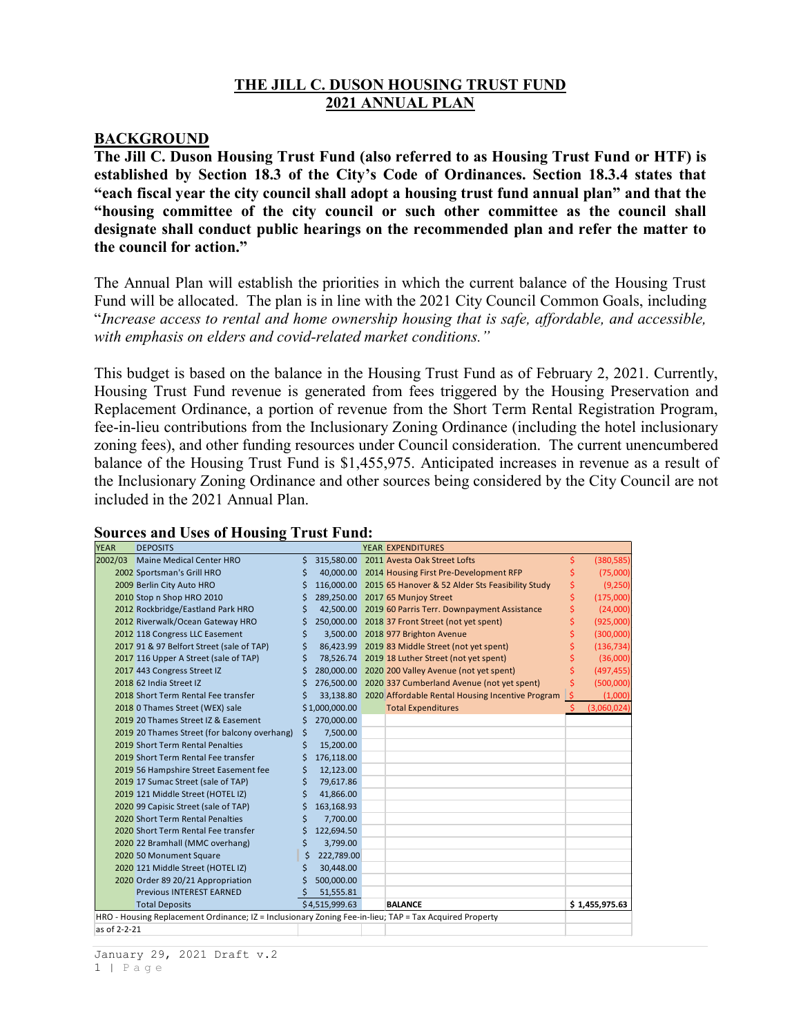# THE JILL C. DUSON HOUSING TRUST FUND
## 2021 ANNUAL PLAN

## BACKGROUND

**The Jill C. Duson Housing Trust Fund (also referred to as Housing Trust Fund or HTF) is established by Section 18.3 of the City's Code of Ordinances. Section 18.3.4 states that "each fiscal year the city council shall adopt a housing trust fund annual plan" and that the "housing committee of the city council or such other committee as the council shall designate shall conduct public hearings on the recommended plan and refer the matter to the council for action."**

The Annual Plan will establish the priorities in which the current balance of the Housing Trust Fund will be allocated. The plan is in line with the 2021 City Council Common Goals, including "*Increase access to rental and home ownership housing that is safe, affordable, and accessible, with emphasis on elders and covid-related market conditions.*"

This budget is based on the balance in the Housing Trust Fund as of February 2, 2021. Currently, Housing Trust Fund revenue is generated from fees triggered by the Housing Preservation and Replacement Ordinance, a portion of revenue from the Short Term Rental Registration Program, fee-in-lieu contributions from the Inclusionary Zoning Ordinance (including the hotel inclusionary zoning fees), and other funding resources under Council consideration. The current unencumbered balance of the Housing Trust Fund is $1,455,975. Anticipated increases in revenue as a result of the Inclusionary Zoning Ordinance and other sources being considered by the City Council are not included in the 2021 Annual Plan.

**Sources and Uses of Housing Trust Fund:**

| YEAR | DEPOSITS | | YEAR | EXPENDITURES | |
|---|---|---|---|---|---|
| 2002/03 | Maine Medical Center HRO | $ 315,580.00 | 2011 | Avesta Oak Street Lofts | $ (380,585) |
| 2002 | Sportsman's Grill HRO | $ 40,000.00 | 2014 | Housing First Pre-Development RFP | $ (75,000) |
| 2009 | Berlin City Auto HRO | $ 116,000.00 | 2015 | 65 Hanover & 52 Alder Sts Feasibility Study | $ (9,250) |
| 2010 | Stop n Shop HRO 2010 | $ 289,250.00 | 2017 | 65 Munjoy Street | $ (175,000) |
| 2012 | Rockbridge/Eastland Park HRO | $ 42,500.00 | 2019 | 60 Parris Terr. Downpayment Assistance | $ (24,000) |
| 2012 | Riverwalk/Ocean Gateway HRO | $ 250,000.00 | 2018 | 37 Front Street (not yet spent) | $ (925,000) |
| 2012 | 118 Congress LLC Easement | $ 3,500.00 | 2018 | 977 Brighton Avenue | $ (300,000) |
| 2017 | 91 & 97 Belfort Street (sale of TAP) | $ 86,423.99 | 2019 | 83 Middle Street (not yet spent) | $ (136,734) |
| 2017 | 116 Upper A Street (sale of TAP) | $ 78,526.74 | 2019 | 18 Luther Street (not yet spent) | $ (36,000) |
| 2017 | 443 Congress Street IZ | $ 280,000.00 | 2020 | 200 Valley Avenue (not yet spent) | $ (497,455) |
| 2018 | 62 India Street IZ | $ 276,500.00 | 2020 | 337 Cumberland Avenue (not yet spent) | $ (500,000) |
| 2018 | Short Term Rental Fee transfer | $ 33,138.80 | 2020 | Affordable Rental Housing Incentive Program | $ (1,000) |
| 2018 | 0 Thames Street (WEX) sale | $ 1,000,000.00 | | Total Expenditures | $ (3,060,024) |
| 2019 | 20 Thames Street IZ & Easement | $ 270,000.00 | | | |
| 2019 | 20 Thames Street (for balcony overhang) | $ 7,500.00 | | | |
| 2019 | Short Term Rental Penalties | $ 15,200.00 | | | |
| 2019 | Short Term Rental Fee transfer | $ 176,118.00 | | | |
| 2019 | 56 Hampshire Street Easement fee | $ 12,123.00 | | | |
| 2019 | 17 Sumac Street (sale of TAP) | $ 79,617.86 | | | |
| 2019 | 121 Middle Street (HOTEL IZ) | $ 41,866.00 | | | |
| 2020 | 99 Capisic Street (sale of TAP) | $ 163,168.93 | | | |
| 2020 | Short Term Rental Penalties | $ 7,700.00 | | | |
| 2020 | Short Term Rental Fee transfer | $ 122,694.50 | | | |
| 2020 | 22 Bramhall (MMC overhang) | $ 3,799.00 | | | |
| 2020 | 50 Monument Square | $ 222,789.00 | | | |
| 2020 | 121 Middle Street (HOTEL IZ) | $ 30,448.00 | | | |
| 2020 | Order 89 20/21 Appropriation | $ 500,000.00 | | | |
| | Previous INTEREST EARNED | $ 51,555.81 | | | |
| | Total Deposits | $ 4,515,999.63 | | **BALANCE** | **$ 1,455,975.63** |

HRO - Housing Replacement Ordinance; IZ = Inclusionary Zoning Fee-in-lieu; TAP = Tax Acquired Property

as of 2-2-21

January 29, 2021 Draft v.2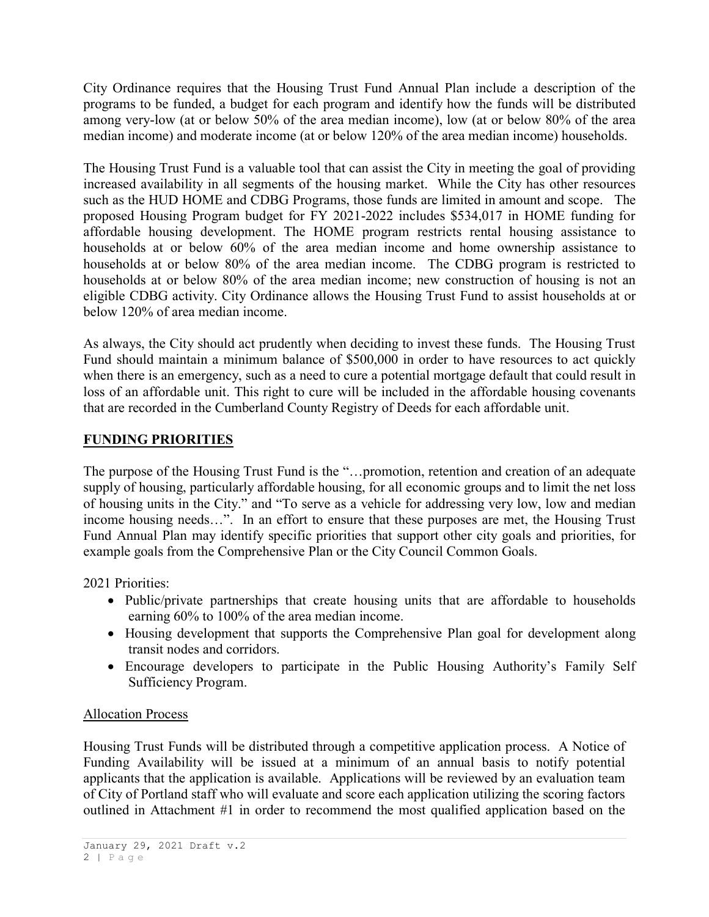City Ordinance requires that the Housing Trust Fund Annual Plan include a description of the programs to be funded, a budget for each program and identify how the funds will be distributed among very-low (at or below 50% of the area median income), low (at or below 80% of the area median income) and moderate income (at or below 120% of the area median income) households.

The Housing Trust Fund is a valuable tool that can assist the City in meeting the goal of providing increased availability in all segments of the housing market. While the City has other resources such as the HUD HOME and CDBG Programs, those funds are limited in amount and scope. The proposed Housing Program budget for FY 2021-2022 includes $534,017 in HOME funding for affordable housing development. The HOME program restricts rental housing assistance to households at or below 60% of the area median income and home ownership assistance to households at or below 80% of the area median income. The CDBG program is restricted to households at or below 80% of the area median income; new construction of housing is not an eligible CDBG activity. City Ordinance allows the Housing Trust Fund to assist households at or below 120% of area median income.

As always, the City should act prudently when deciding to invest these funds. The Housing Trust Fund should maintain a minimum balance of $500,000 in order to have resources to act quickly when there is an emergency, such as a need to cure a potential mortgage default that could result in loss of an affordable unit. This right to cure will be included in the affordable housing covenants that are recorded in the Cumberland County Registry of Deeds for each affordable unit.

## FUNDING PRIORITIES

The purpose of the Housing Trust Fund is the "…promotion, retention and creation of an adequate supply of housing, particularly affordable housing, for all economic groups and to limit the net loss of housing units in the City." and "To serve as a vehicle for addressing very low, low and median income housing needs…". In an effort to ensure that these purposes are met, the Housing Trust Fund Annual Plan may identify specific priorities that support other city goals and priorities, for example goals from the Comprehensive Plan or the City Council Common Goals.

2021 Priorities:

- Public/private partnerships that create housing units that are affordable to households earning 60% to 100% of the area median income.
- Housing development that supports the Comprehensive Plan goal for development along transit nodes and corridors.
- Encourage developers to participate in the Public Housing Authority's Family Self Sufficiency Program.

### Allocation Process

Housing Trust Funds will be distributed through a competitive application process. A Notice of Funding Availability will be issued at a minimum of an annual basis to notify potential applicants that the application is available. Applications will be reviewed by an evaluation team of City of Portland staff who will evaluate and score each application utilizing the scoring factors outlined in Attachment #1 in order to recommend the most qualified application based on the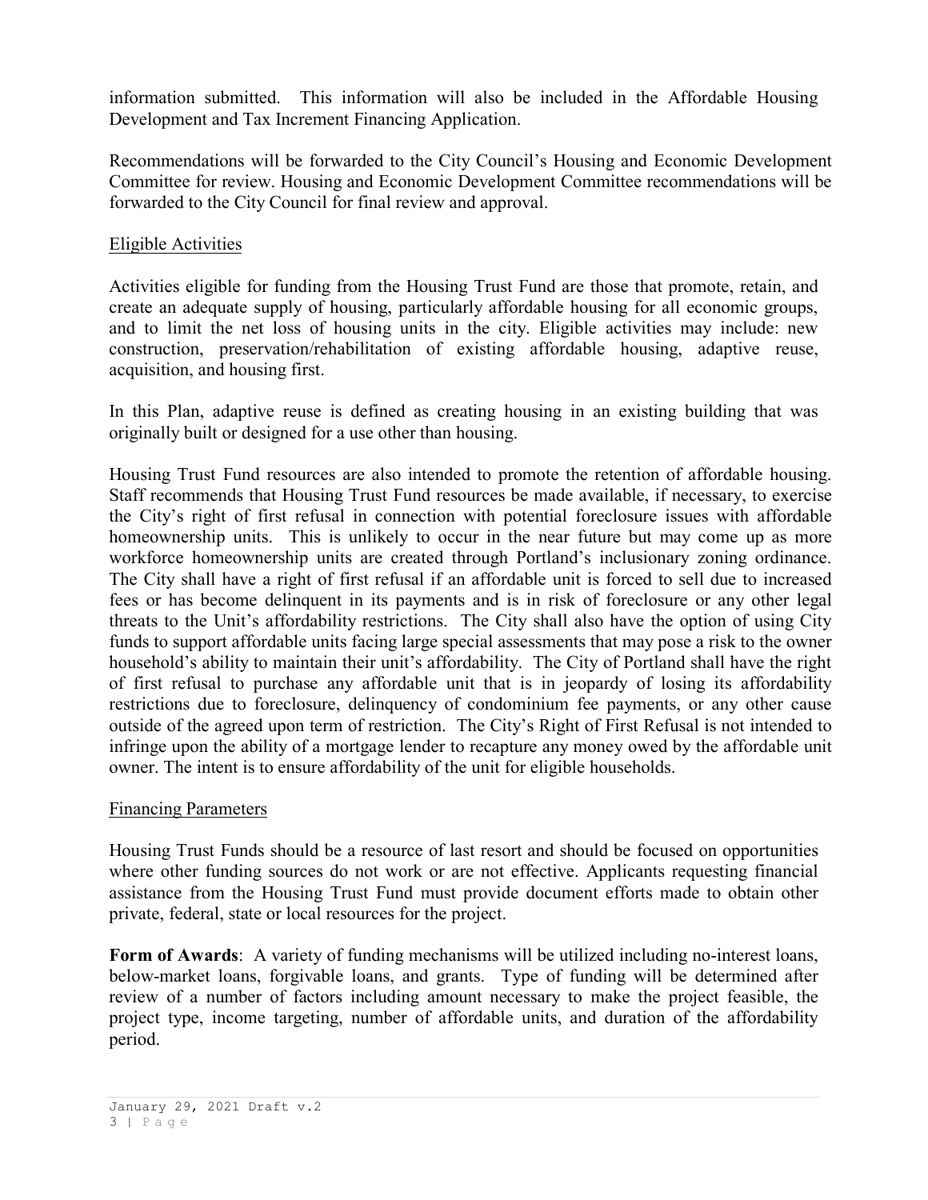information submitted. This information will also be included in the Affordable Housing Development and Tax Increment Financing Application.

Recommendations will be forwarded to the City Council's Housing and Economic Development Committee for review. Housing and Economic Development Committee recommendations will be forwarded to the City Council for final review and approval.

## Eligible Activities

Activities eligible for funding from the Housing Trust Fund are those that promote, retain, and create an adequate supply of housing, particularly affordable housing for all economic groups, and to limit the net loss of housing units in the city. Eligible activities may include: new construction, preservation/rehabilitation of existing affordable housing, adaptive reuse, acquisition, and housing first.

In this Plan, adaptive reuse is defined as creating housing in an existing building that was originally built or designed for a use other than housing.

Housing Trust Fund resources are also intended to promote the retention of affordable housing. Staff recommends that Housing Trust Fund resources be made available, if necessary, to exercise the City's right of first refusal in connection with potential foreclosure issues with affordable homeownership units. This is unlikely to occur in the near future but may come up as more workforce homeownership units are created through Portland's inclusionary zoning ordinance. The City shall have a right of first refusal if an affordable unit is forced to sell due to increased fees or has become delinquent in its payments and is in risk of foreclosure or any other legal threats to the Unit's affordability restrictions. The City shall also have the option of using City funds to support affordable units facing large special assessments that may pose a risk to the owner household's ability to maintain their unit's affordability. The City of Portland shall have the right of first refusal to purchase any affordable unit that is in jeopardy of losing its affordability restrictions due to foreclosure, delinquency of condominium fee payments, or any other cause outside of the agreed upon term of restriction. The City's Right of First Refusal is not intended to infringe upon the ability of a mortgage lender to recapture any money owed by the affordable unit owner. The intent is to ensure affordability of the unit for eligible households.

## Financing Parameters

Housing Trust Funds should be a resource of last resort and should be focused on opportunities where other funding sources do not work or are not effective. Applicants requesting financial assistance from the Housing Trust Fund must provide document efforts made to obtain other private, federal, state or local resources for the project.

**Form of Awards**: A variety of funding mechanisms will be utilized including no-interest loans, below-market loans, forgivable loans, and grants. Type of funding will be determined after review of a number of factors including amount necessary to make the project feasible, the project type, income targeting, number of affordable units, and duration of the affordability period.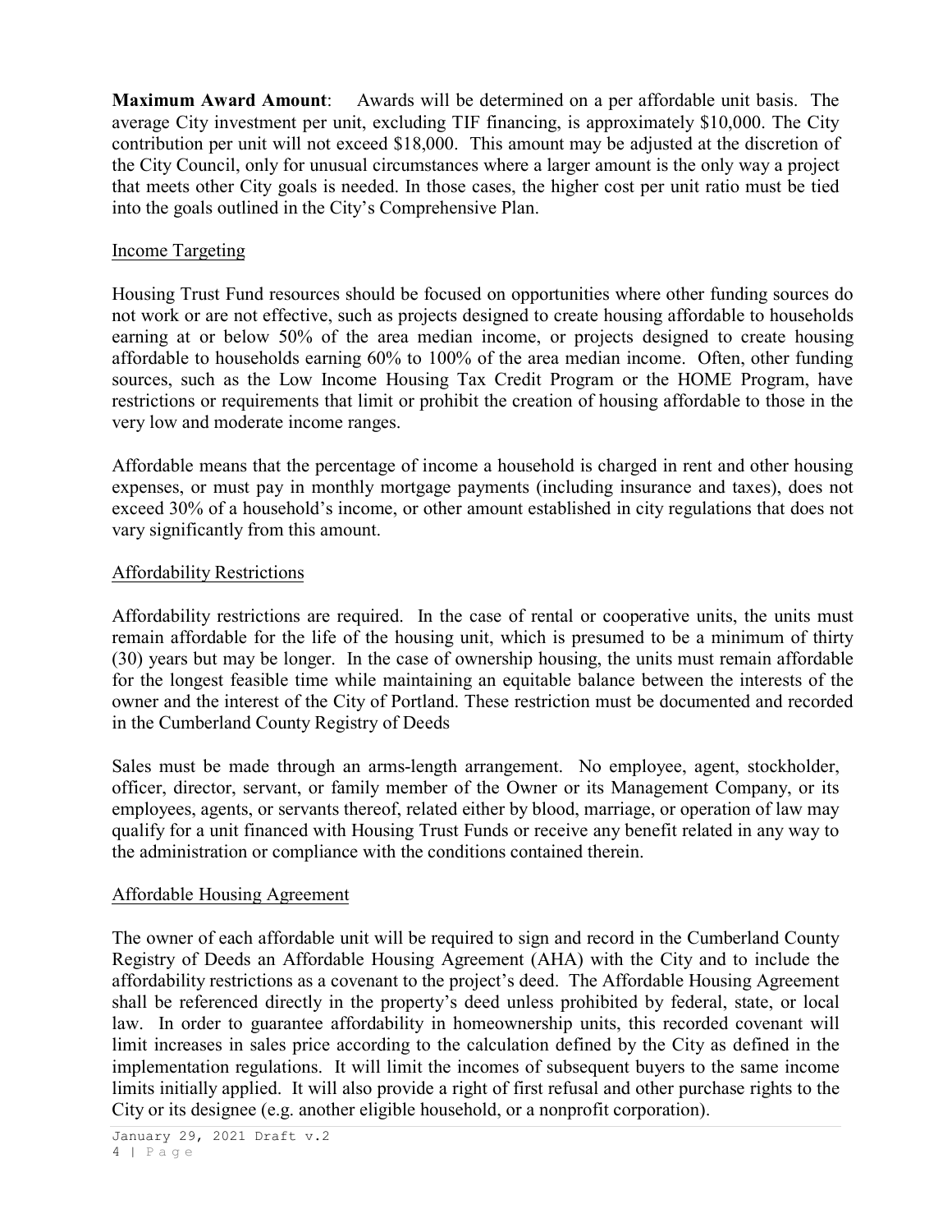**Maximum Award Amount**: Awards will be determined on a per affordable unit basis. The average City investment per unit, excluding TIF financing, is approximately $10,000. The City contribution per unit will not exceed $18,000. This amount may be adjusted at the discretion of the City Council, only for unusual circumstances where a larger amount is the only way a project that meets other City goals is needed. In those cases, the higher cost per unit ratio must be tied into the goals outlined in the City's Comprehensive Plan.

<u>Income Targeting</u>

Housing Trust Fund resources should be focused on opportunities where other funding sources do not work or are not effective, such as projects designed to create housing affordable to households earning at or below 50% of the area median income, or projects designed to create housing affordable to households earning 60% to 100% of the area median income. Often, other funding sources, such as the Low Income Housing Tax Credit Program or the HOME Program, have restrictions or requirements that limit or prohibit the creation of housing affordable to those in the very low and moderate income ranges.

Affordable means that the percentage of income a household is charged in rent and other housing expenses, or must pay in monthly mortgage payments (including insurance and taxes), does not exceed 30% of a household's income, or other amount established in city regulations that does not vary significantly from this amount.

<u>Affordability Restrictions</u>

Affordability restrictions are required. In the case of rental or cooperative units, the units must remain affordable for the life of the housing unit, which is presumed to be a minimum of thirty (30) years but may be longer. In the case of ownership housing, the units must remain affordable for the longest feasible time while maintaining an equitable balance between the interests of the owner and the interest of the City of Portland. These restriction must be documented and recorded in the Cumberland County Registry of Deeds

Sales must be made through an arms-length arrangement. No employee, agent, stockholder, officer, director, servant, or family member of the Owner or its Management Company, or its employees, agents, or servants thereof, related either by blood, marriage, or operation of law may qualify for a unit financed with Housing Trust Funds or receive any benefit related in any way to the administration or compliance with the conditions contained therein.

<u>Affordable Housing Agreement</u>

The owner of each affordable unit will be required to sign and record in the Cumberland County Registry of Deeds an Affordable Housing Agreement (AHA) with the City and to include the affordability restrictions as a covenant to the project's deed. The Affordable Housing Agreement shall be referenced directly in the property's deed unless prohibited by federal, state, or local law. In order to guarantee affordability in homeownership units, this recorded covenant will limit increases in sales price according to the calculation defined by the City as defined in the implementation regulations. It will limit the incomes of subsequent buyers to the same income limits initially applied. It will also provide a right of first refusal and other purchase rights to the City or its designee (e.g. another eligible household, or a nonprofit corporation).

January 29, 2021 Draft v.2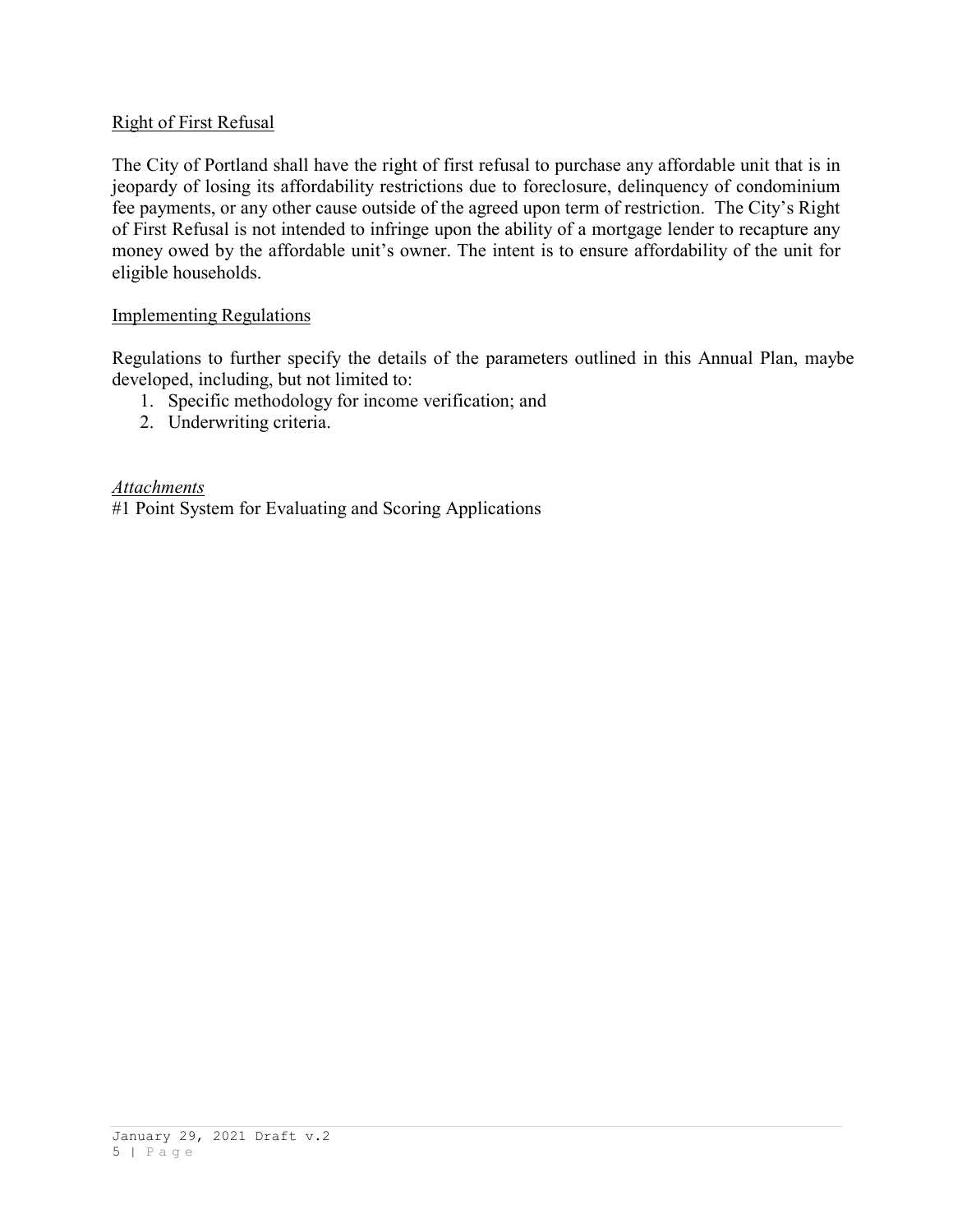## Right of First Refusal

The City of Portland shall have the right of first refusal to purchase any affordable unit that is in jeopardy of losing its affordability restrictions due to foreclosure, delinquency of condominium fee payments, or any other cause outside of the agreed upon term of restriction. The City's Right of First Refusal is not intended to infringe upon the ability of a mortgage lender to recapture any money owed by the affordable unit's owner. The intent is to ensure affordability of the unit for eligible households.

## Implementing Regulations

Regulations to further specify the details of the parameters outlined in this Annual Plan, maybe developed, including, but not limited to:

1. Specific methodology for income verification; and
2. Underwriting criteria.

*Attachments*

#1 Point System for Evaluating and Scoring Applications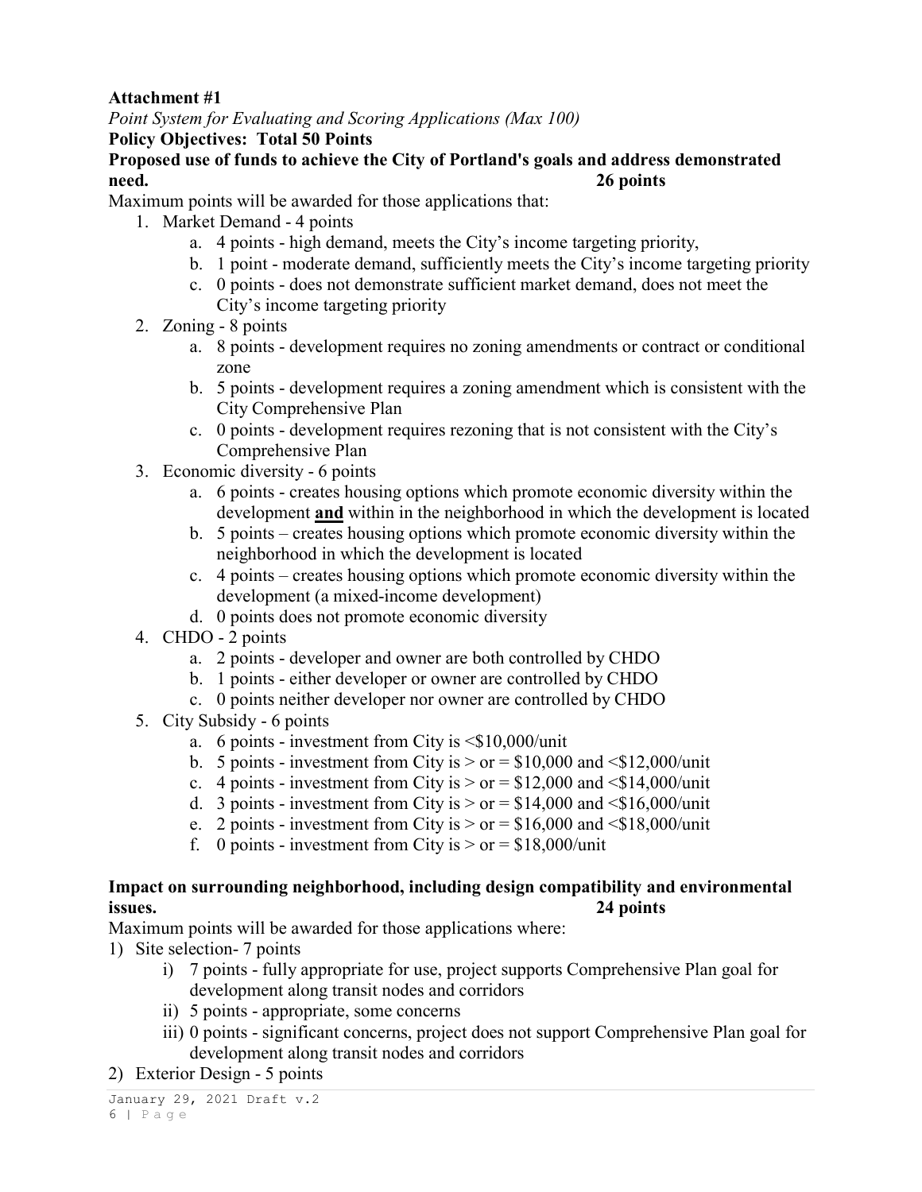**Attachment #1**

*Point System for Evaluating and Scoring Applications (Max 100)*

**Policy Objectives: Total 50 Points**

**Proposed use of funds to achieve the City of Portland's goals and address demonstrated need. 26 points**

Maximum points will be awarded for those applications that:

1. Market Demand - 4 points
    a. 4 points - high demand, meets the City's income targeting priority,
    b. 1 point - moderate demand, sufficiently meets the City's income targeting priority
    c. 0 points - does not demonstrate sufficient market demand, does not meet the City's income targeting priority
2. Zoning - 8 points
    a. 8 points - development requires no zoning amendments or contract or conditional zone
    b. 5 points - development requires a zoning amendment which is consistent with the City Comprehensive Plan
    c. 0 points - development requires rezoning that is not consistent with the City's Comprehensive Plan
3. Economic diversity - 6 points
    a. 6 points - creates housing options which promote economic diversity within the development **and** within in the neighborhood in which the development is located
    b. 5 points – creates housing options which promote economic diversity within the neighborhood in which the development is located
    c. 4 points – creates housing options which promote economic diversity within the development (a mixed-income development)
    d. 0 points does not promote economic diversity
4. CHDO - 2 points
    a. 2 points - developer and owner are both controlled by CHDO
    b. 1 points - either developer or owner are controlled by CHDO
    c. 0 points neither developer nor owner are controlled by CHDO
5. City Subsidy - 6 points
    a. 6 points - investment from City is <$10,000/unit
    b. 5 points - investment from City is > or = $10,000 and <$12,000/unit
    c. 4 points - investment from City is > or = $12,000 and <$14,000/unit
    d. 3 points - investment from City is > or = $14,000 and <$16,000/unit
    e. 2 points - investment from City is > or = $16,000 and <$18,000/unit
    f. 0 points - investment from City is > or = $18,000/unit

**Impact on surrounding neighborhood, including design compatibility and environmental issues. 24 points**

Maximum points will be awarded for those applications where:

1) Site selection- 7 points
    i) 7 points - fully appropriate for use, project supports Comprehensive Plan goal for development along transit nodes and corridors
    ii) 5 points - appropriate, some concerns
    iii) 0 points - significant concerns, project does not support Comprehensive Plan goal for development along transit nodes and corridors
2) Exterior Design - 5 points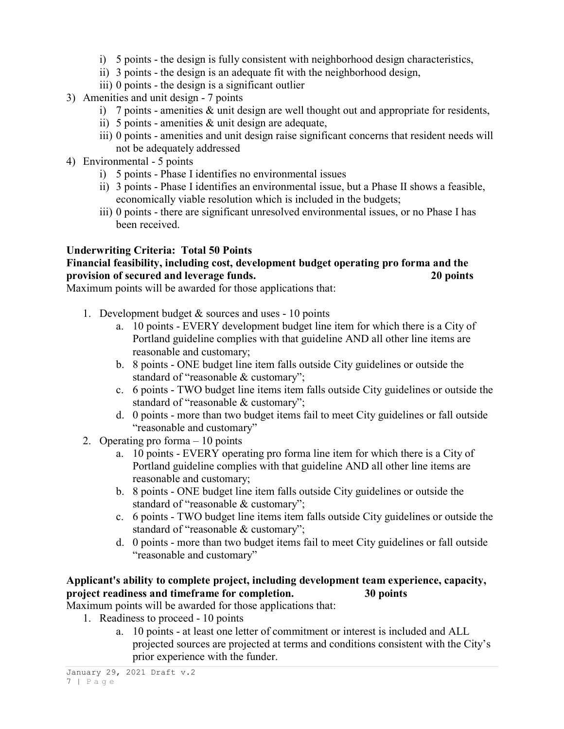i) 5 points - the design is fully consistent with neighborhood design characteristics,
   ii) 3 points - the design is an adequate fit with the neighborhood design,
   iii) 0 points - the design is a significant outlier

3) Amenities and unit design - 7 points
   i) 7 points - amenities & unit design are well thought out and appropriate for residents,
   ii) 5 points - amenities & unit design are adequate,
   iii) 0 points - amenities and unit design raise significant concerns that resident needs will not be adequately addressed

4) Environmental - 5 points
   i) 5 points - Phase I identifies no environmental issues
   ii) 3 points - Phase I identifies an environmental issue, but a Phase II shows a feasible, economically viable resolution which is included in the budgets;
   iii) 0 points - there are significant unresolved environmental issues, or no Phase I has been received.

**Underwriting Criteria: Total 50 Points**

**Financial feasibility, including cost, development budget operating pro forma and the provision of secured and leverage funds. 20 points**

Maximum points will be awarded for those applications that:

1. Development budget & sources and uses - 10 points
   a. 10 points - EVERY development budget line item for which there is a City of Portland guideline complies with that guideline AND all other line items are reasonable and customary;
   b. 8 points - ONE budget line item falls outside City guidelines or outside the standard of "reasonable & customary";
   c. 6 points - TWO budget line items item falls outside City guidelines or outside the standard of "reasonable & customary";
   d. 0 points - more than two budget items fail to meet City guidelines or fall outside "reasonable and customary"
2. Operating pro forma – 10 points
   a. 10 points - EVERY operating pro forma line item for which there is a City of Portland guideline complies with that guideline AND all other line items are reasonable and customary;
   b. 8 points - ONE budget line item falls outside City guidelines or outside the standard of "reasonable & customary";
   c. 6 points - TWO budget line items item falls outside City guidelines or outside the standard of "reasonable & customary";
   d. 0 points - more than two budget items fail to meet City guidelines or fall outside "reasonable and customary"

**Applicant's ability to complete project, including development team experience, capacity, project readiness and timeframe for completion. 30 points**

Maximum points will be awarded for those applications that:

1. Readiness to proceed - 10 points
   a. 10 points - at least one letter of commitment or interest is included and ALL projected sources are projected at terms and conditions consistent with the City's prior experience with the funder.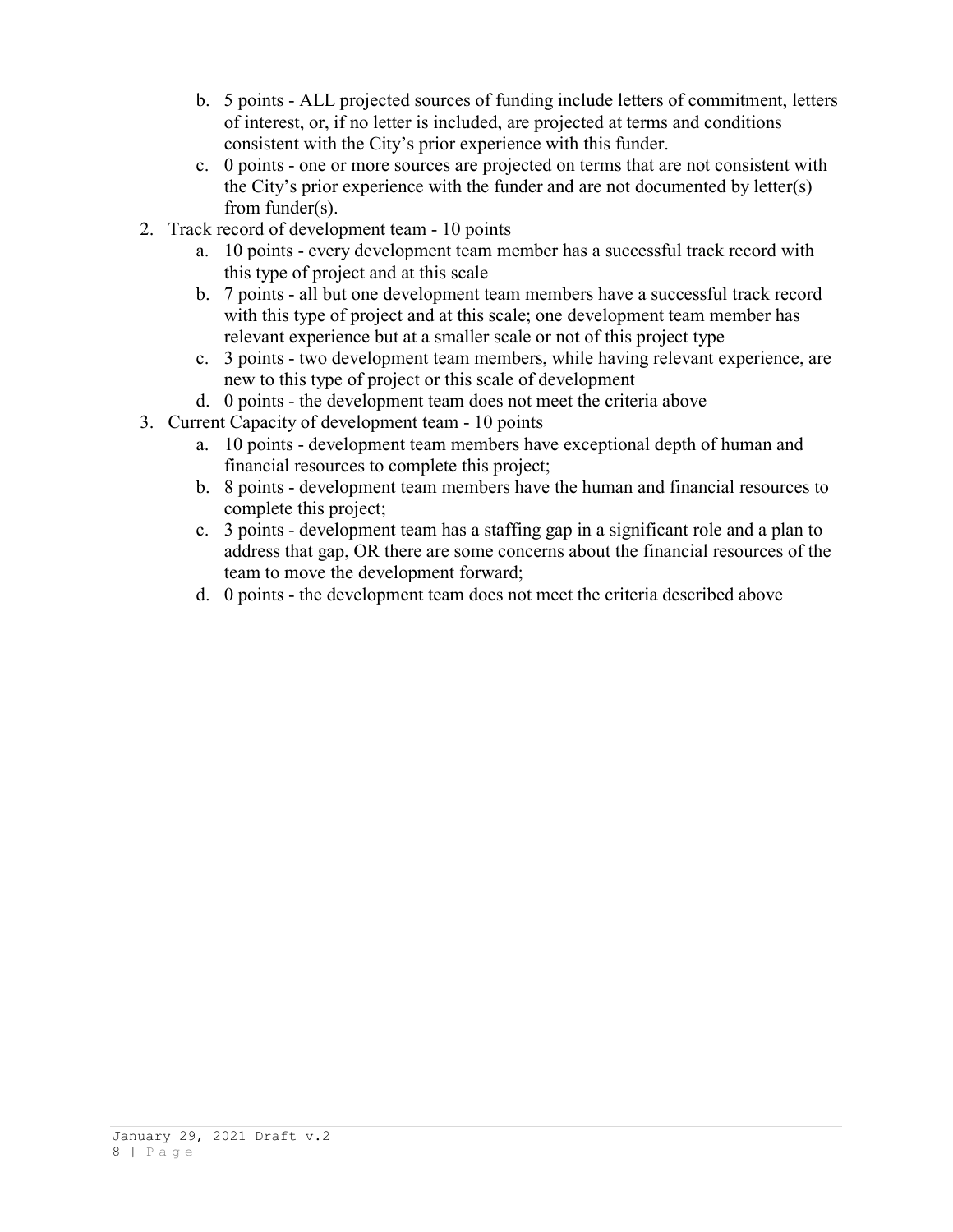b. 5 points - ALL projected sources of funding include letters of commitment, letters of interest, or, if no letter is included, are projected at terms and conditions consistent with the City's prior experience with this funder.
   c. 0 points - one or more sources are projected on terms that are not consistent with the City's prior experience with the funder and are not documented by letter(s) from funder(s).
2. Track record of development team - 10 points
   a. 10 points - every development team member has a successful track record with this type of project and at this scale
   b. 7 points - all but one development team members have a successful track record with this type of project and at this scale; one development team member has relevant experience but at a smaller scale or not of this project type
   c. 3 points - two development team members, while having relevant experience, are new to this type of project or this scale of development
   d. 0 points - the development team does not meet the criteria above
3. Current Capacity of development team - 10 points
   a. 10 points - development team members have exceptional depth of human and financial resources to complete this project;
   b. 8 points - development team members have the human and financial resources to complete this project;
   c. 3 points - development team has a staffing gap in a significant role and a plan to address that gap, OR there are some concerns about the financial resources of the team to move the development forward;
   d. 0 points - the development team does not meet the criteria described above